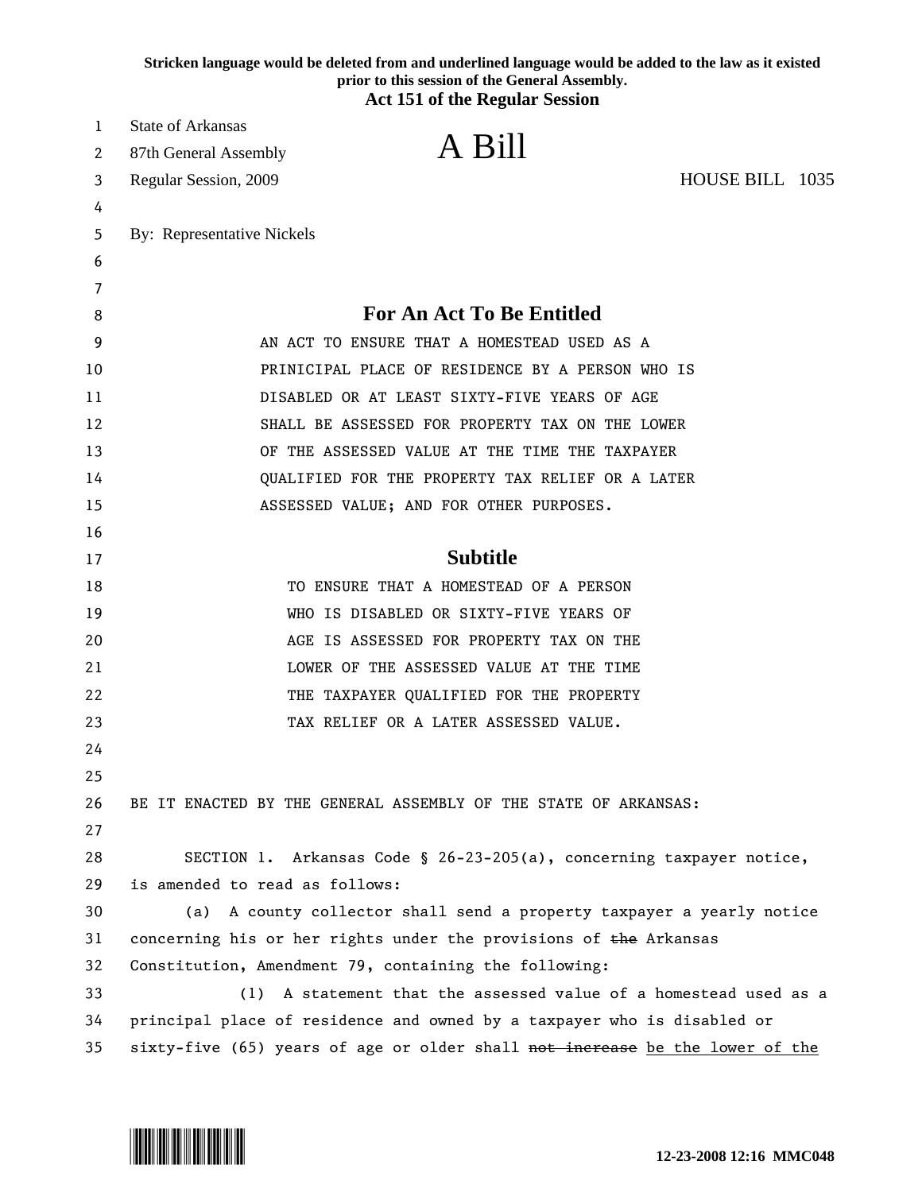**Stricken language would be deleted from and underlined language would be added to the law as it existed prior to this session of the General Assembly.**
**Act 151 of the Regular Session**

State of Arkansas
87th General Assembly
Regular Session, 2009

# A Bill

HOUSE BILL 1035

By: Representative Nickels

## For An Act To Be Entitled

AN ACT TO ENSURE THAT A HOMESTEAD USED AS A PRINICIPAL PLACE OF RESIDENCE BY A PERSON WHO IS DISABLED OR AT LEAST SIXTY-FIVE YEARS OF AGE SHALL BE ASSESSED FOR PROPERTY TAX ON THE LOWER OF THE ASSESSED VALUE AT THE TIME THE TAXPAYER QUALIFIED FOR THE PROPERTY TAX RELIEF OR A LATER ASSESSED VALUE; AND FOR OTHER PURPOSES.

## Subtitle

TO ENSURE THAT A HOMESTEAD OF A PERSON WHO IS DISABLED OR SIXTY-FIVE YEARS OF AGE IS ASSESSED FOR PROPERTY TAX ON THE LOWER OF THE ASSESSED VALUE AT THE TIME THE TAXPAYER QUALIFIED FOR THE PROPERTY TAX RELIEF OR A LATER ASSESSED VALUE.

BE IT ENACTED BY THE GENERAL ASSEMBLY OF THE STATE OF ARKANSAS:

SECTION 1. Arkansas Code § 26-23-205(a), concerning taxpayer notice, is amended to read as follows:

(a) A county collector shall send a property taxpayer a yearly notice concerning his or her rights under the provisions of ~~the~~ Arkansas Constitution, Amendment 79, containing the following:

(1) A statement that the assessed value of a homestead used as a principal place of residence and owned by a taxpayer who is disabled or sixty-five (65) years of age or older shall ~~not increase~~ <u>be the lower of the</u>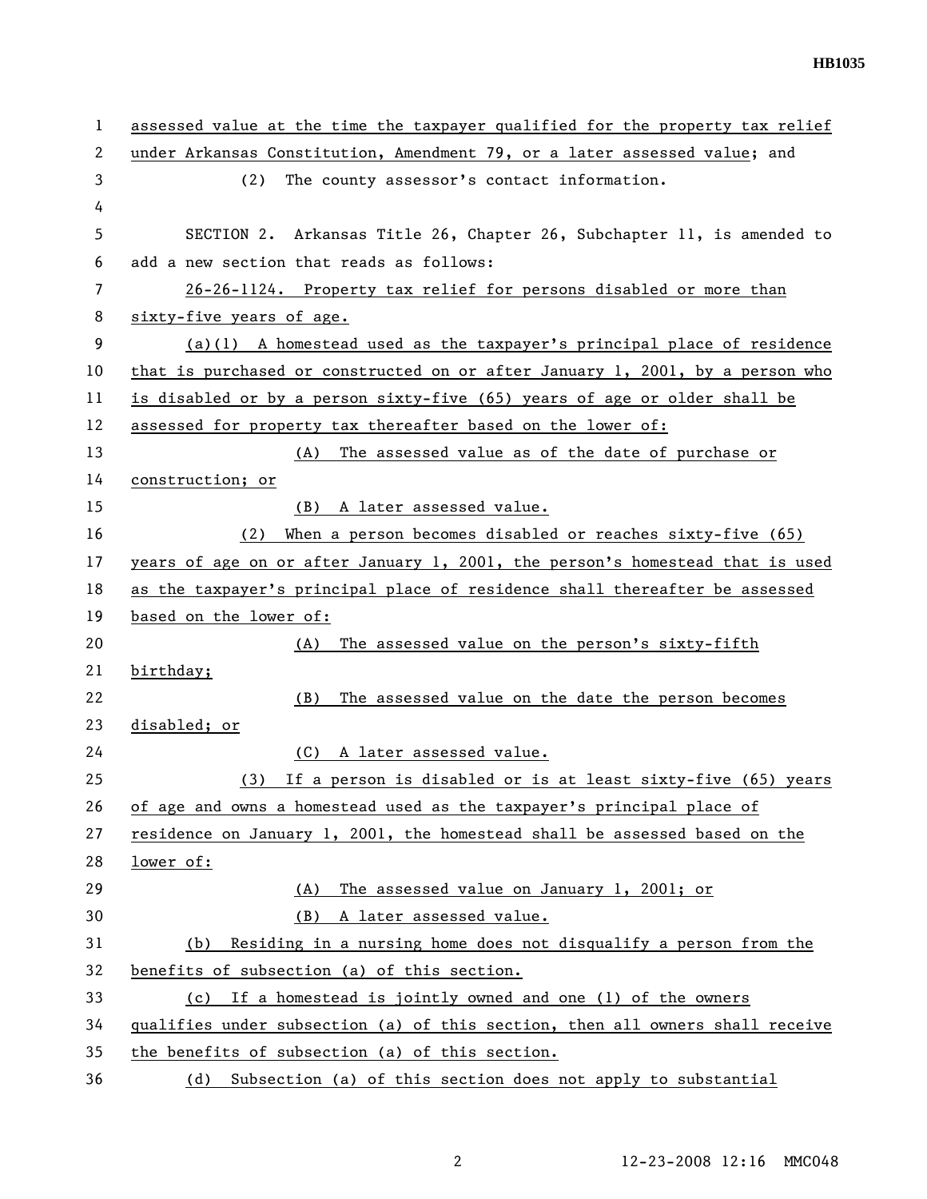assessed value at the time the taxpayer qualified for the property tax relief under Arkansas Constitution, Amendment 79, or a later assessed value; and

(2) The county assessor's contact information.

SECTION 2. Arkansas Title 26, Chapter 26, Subchapter 11, is amended to add a new section that reads as follows:

26-26-1124. Property tax relief for persons disabled or more than sixty-five years of age.

(a)(1) A homestead used as the taxpayer's principal place of residence that is purchased or constructed on or after January 1, 2001, by a person who is disabled or by a person sixty-five (65) years of age or older shall be assessed for property tax thereafter based on the lower of:

(A) The assessed value as of the date of purchase or construction; or

(B) A later assessed value.

(2) When a person becomes disabled or reaches sixty-five (65) years of age on or after January 1, 2001, the person's homestead that is used as the taxpayer's principal place of residence shall thereafter be assessed based on the lower of:

(A) The assessed value on the person's sixty-fifth birthday;

(B) The assessed value on the date the person becomes disabled; or

(C) A later assessed value.

(3) If a person is disabled or is at least sixty-five (65) years of age and owns a homestead used as the taxpayer's principal place of residence on January 1, 2001, the homestead shall be assessed based on the lower of:

(A) The assessed value on January 1, 2001; or

(B) A later assessed value.

(b) Residing in a nursing home does not disqualify a person from the benefits of subsection (a) of this section.

(c) If a homestead is jointly owned and one (1) of the owners qualifies under subsection (a) of this section, then all owners shall receive the benefits of subsection (a) of this section.

(d) Subsection (a) of this section does not apply to substantial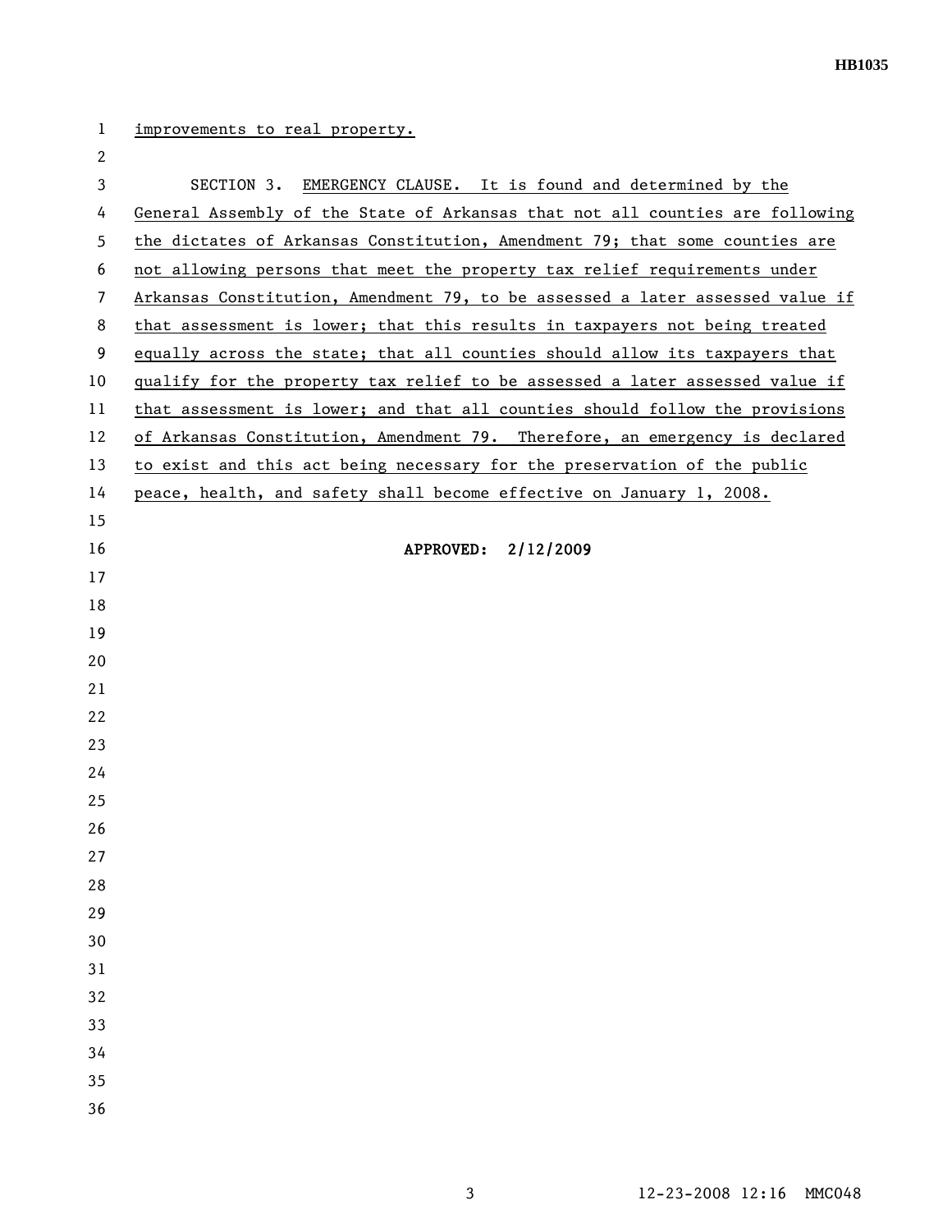improvements to real property.

SECTION 3. EMERGENCY CLAUSE. It is found and determined by the General Assembly of the State of Arkansas that not all counties are following the dictates of Arkansas Constitution, Amendment 79; that some counties are not allowing persons that meet the property tax relief requirements under Arkansas Constitution, Amendment 79, to be assessed a later assessed value if that assessment is lower; that this results in taxpayers not being treated equally across the state; that all counties should allow its taxpayers that qualify for the property tax relief to be assessed a later assessed value if that assessment is lower; and that all counties should follow the provisions of Arkansas Constitution, Amendment 79. Therefore, an emergency is declared to exist and this act being necessary for the preservation of the public peace, health, and safety shall become effective on January 1, 2008.

**APPROVED: 2/12/2009**